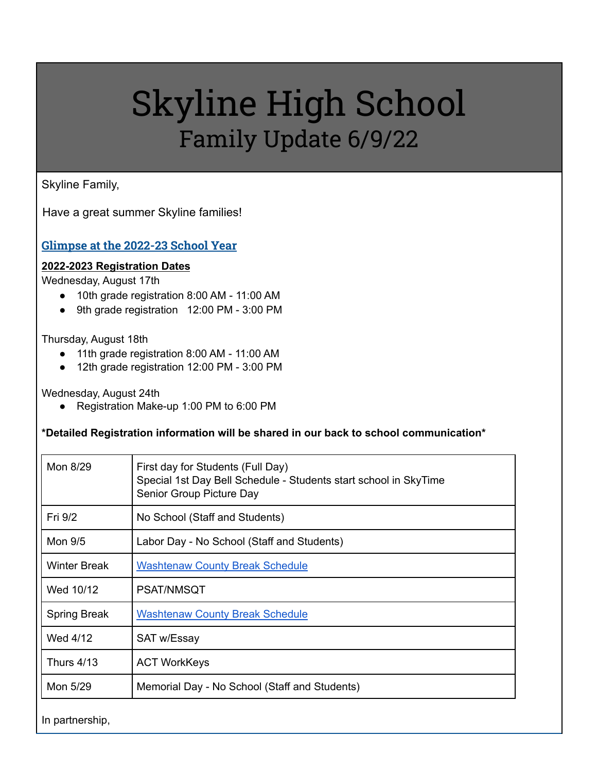# Skyline High School
## Family Update 6/9/22

Skyline Family,

Have a great summer Skyline families!

### Glimpse at the 2022-23 School Year

**2022-2023 Registration Dates**

Wednesday, August 17th

- 10th grade registration 8:00 AM - 11:00 AM
- 9th grade registration 12:00 PM - 3:00 PM

Thursday, August 18th

- 11th grade registration 8:00 AM - 11:00 AM
- 12th grade registration 12:00 PM - 3:00 PM

Wednesday, August 24th

- Registration Make-up 1:00 PM to 6:00 PM

**\*Detailed Registration information will be shared in our back to school communication\***

| | |
|---|---|
| Mon 8/29 | First day for Students (Full Day)<br>Special 1st Day Bell Schedule - Students start school in SkyTime<br>Senior Group Picture Day |
| Fri 9/2 | No School (Staff and Students) |
| Mon 9/5 | Labor Day - No School (Staff and Students) |
| Winter Break | Washtenaw County Break Schedule |
| Wed 10/12 | PSAT/NMSQT |
| Spring Break | Washtenaw County Break Schedule |
| Wed 4/12 | SAT w/Essay |
| Thurs 4/13 | ACT WorkKeys |
| Mon 5/29 | Memorial Day - No School (Staff and Students) |

In partnership,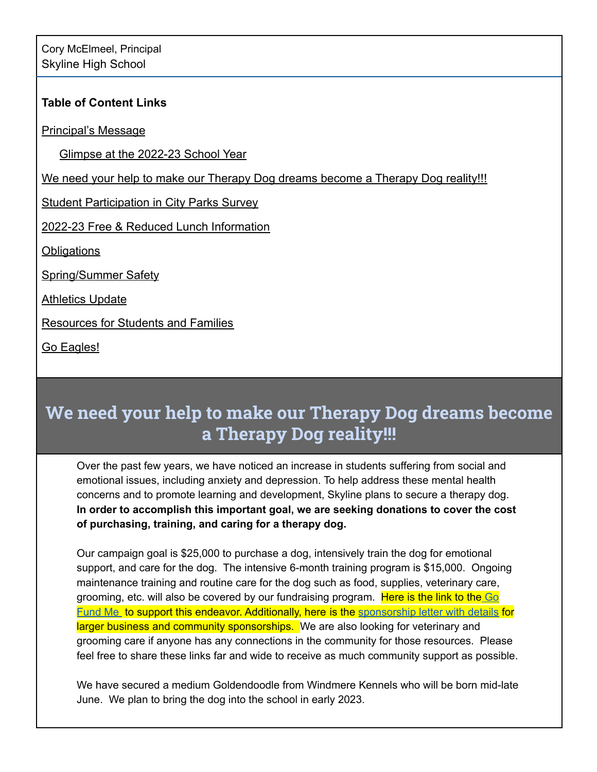Cory McElmeel, Principal
Skyline High School

**Table of Content Links**

- Principal's Message
    - Glimpse at the 2022-23 School Year
- We need your help to make our Therapy Dog dreams become a Therapy Dog reality!!!
- Student Participation in City Parks Survey
- 2022-23 Free & Reduced Lunch Information
- Obligations
- Spring/Summer Safety
- Athletics Update
- Resources for Students and Families
- Go Eagles!

## We need your help to make our Therapy Dog dreams become a Therapy Dog reality!!!

Over the past few years, we have noticed an increase in students suffering from social and emotional issues, including anxiety and depression. To help address these mental health concerns and to promote learning and development, Skyline plans to secure a therapy dog. **In order to accomplish this important goal, we are seeking donations to cover the cost of purchasing, training, and caring for a therapy dog.**

Our campaign goal is $25,000 to purchase a dog, intensively train the dog for emotional support, and care for the dog. The intensive 6-month training program is $15,000. Ongoing maintenance training and routine care for the dog such as food, supplies, veterinary care, grooming, etc. will also be covered by our fundraising program. Here is the link to the Go Fund Me to support this endeavor. Additionally, here is the sponsorship letter with details for larger business and community sponsorships. We are also looking for veterinary and grooming care if anyone has any connections in the community for those resources. Please feel free to share these links far and wide to receive as much community support as possible.

We have secured a medium Goldendoodle from Windmere Kennels who will be born mid-late June. We plan to bring the dog into the school in early 2023.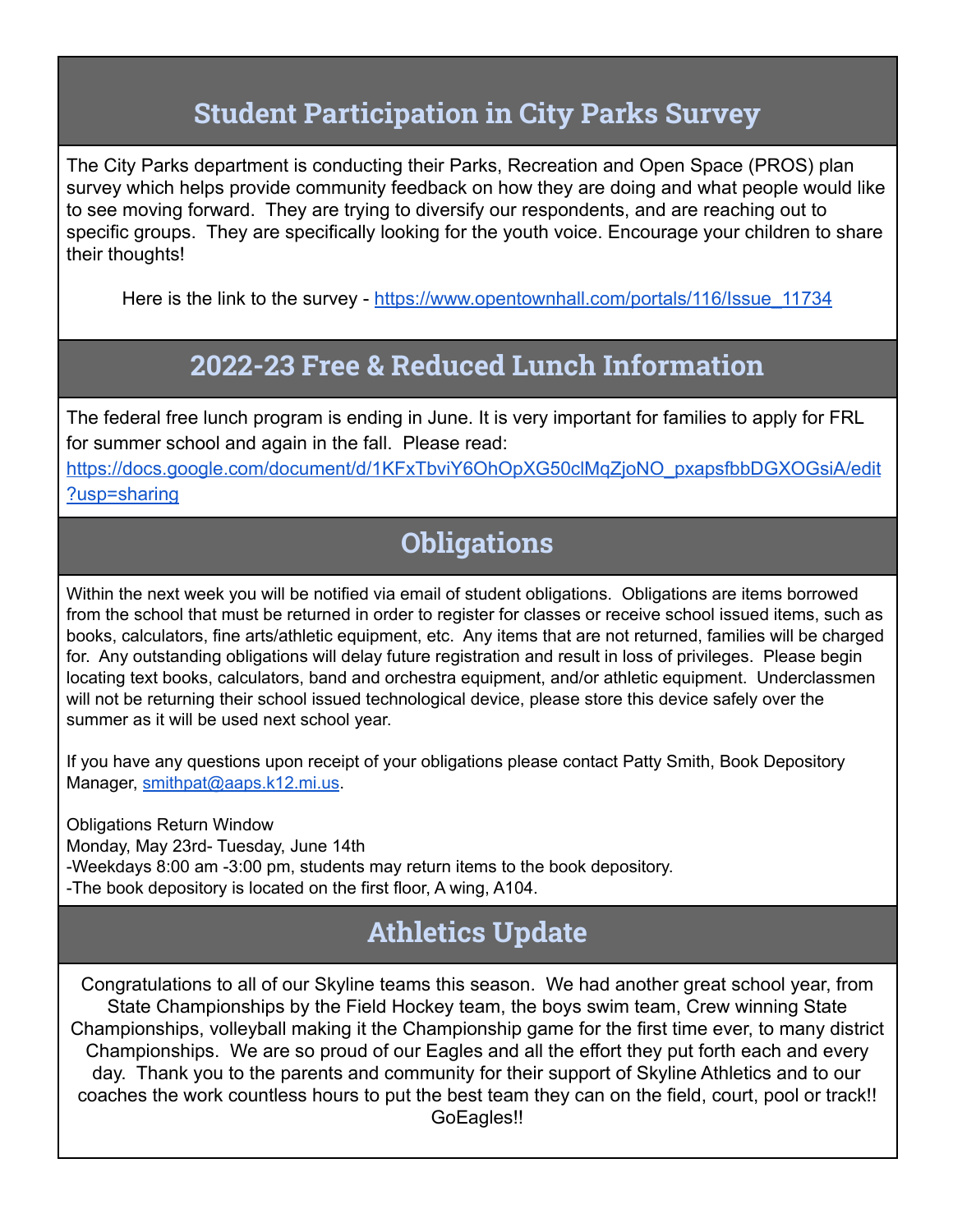## Student Participation in City Parks Survey

The City Parks department is conducting their Parks, Recreation and Open Space (PROS) plan survey which helps provide community feedback on how they are doing and what people would like to see moving forward. They are trying to diversify our respondents, and are reaching out to specific groups. They are specifically looking for the youth voice. Encourage your children to share their thoughts!

Here is the link to the survey - https://www.opentownhall.com/portals/116/Issue_11734

## 2022-23 Free & Reduced Lunch Information

The federal free lunch program is ending in June. It is very important for families to apply for FRL for summer school and again in the fall. Please read: https://docs.google.com/document/d/1KFxTbviY6OhOpXG50clMqZjoNO_pxapsfbbDGXOGsiA/edit?usp=sharing

## Obligations

Within the next week you will be notified via email of student obligations. Obligations are items borrowed from the school that must be returned in order to register for classes or receive school issued items, such as books, calculators, fine arts/athletic equipment, etc. Any items that are not returned, families will be charged for. Any outstanding obligations will delay future registration and result in loss of privileges. Please begin locating text books, calculators, band and orchestra equipment, and/or athletic equipment. Underclassmen will not be returning their school issued technological device, please store this device safely over the summer as it will be used next school year.

If you have any questions upon receipt of your obligations please contact Patty Smith, Book Depository Manager, smithpat@aaps.k12.mi.us.

Obligations Return Window
Monday, May 23rd- Tuesday, June 14th
-Weekdays 8:00 am -3:00 pm, students may return items to the book depository.
-The book depository is located on the first floor, A wing, A104.

## Athletics Update

Congratulations to all of our Skyline teams this season. We had another great school year, from State Championships by the Field Hockey team, the boys swim team, Crew winning State Championships, volleyball making it the Championship game for the first time ever, to many district Championships. We are so proud of our Eagles and all the effort they put forth each and every day. Thank you to the parents and community for their support of Skyline Athletics and to our coaches the work countless hours to put the best team they can on the field, court, pool or track!! GoEagles!!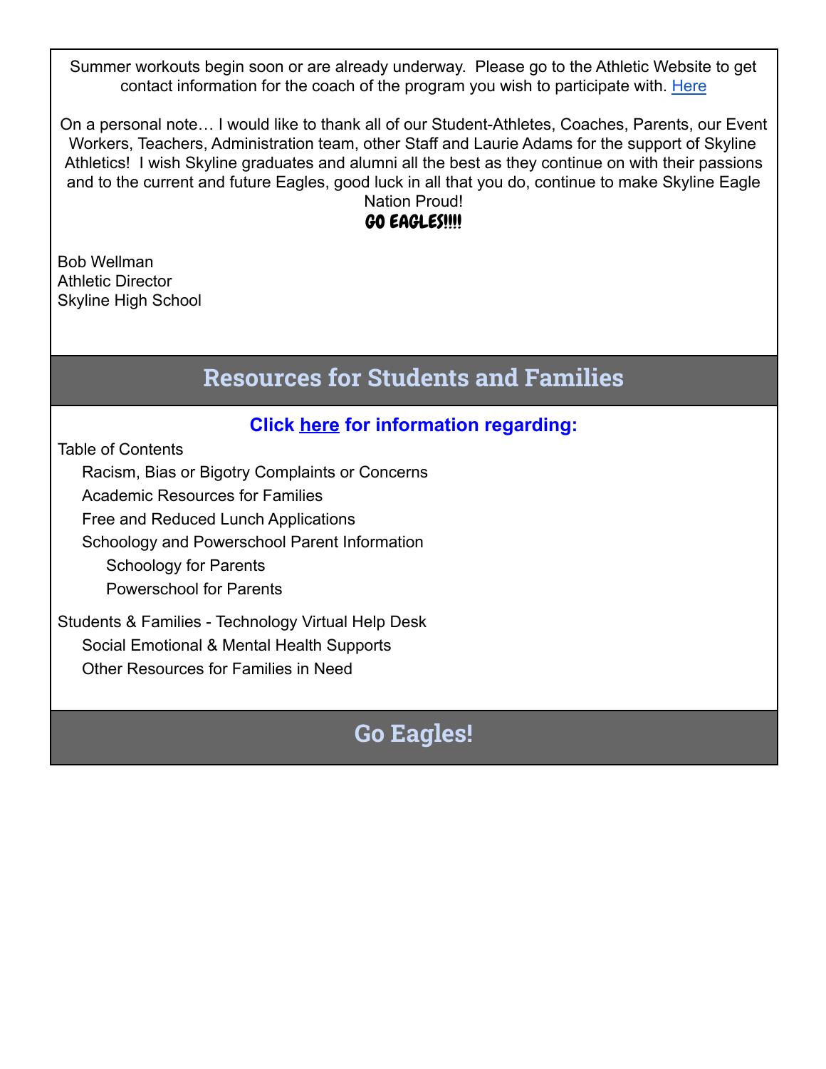Summer workouts begin soon or are already underway. Please go to the Athletic Website to get contact information for the coach of the program you wish to participate with. Here

On a personal note… I would like to thank all of our Student-Athletes, Coaches, Parents, our Event Workers, Teachers, Administration team, other Staff and Laurie Adams for the support of Skyline Athletics! I wish Skyline graduates and alumni all the best as they continue on with their passions and to the current and future Eagles, good luck in all that you do, continue to make Skyline Eagle Nation Proud!

**GO EAGLES!!!!**

Bob Wellman
Athletic Director
Skyline High School

## Resources for Students and Families

**Click here for information regarding:**

Table of Contents

- Racism, Bias or Bigotry Complaints or Concerns
- Academic Resources for Families
- Free and Reduced Lunch Applications
- Schoology and Powerschool Parent Information
  - Schoology for Parents
  - Powerschool for Parents

Students & Families - Technology Virtual Help Desk

- Social Emotional & Mental Health Supports
- Other Resources for Families in Need

## Go Eagles!